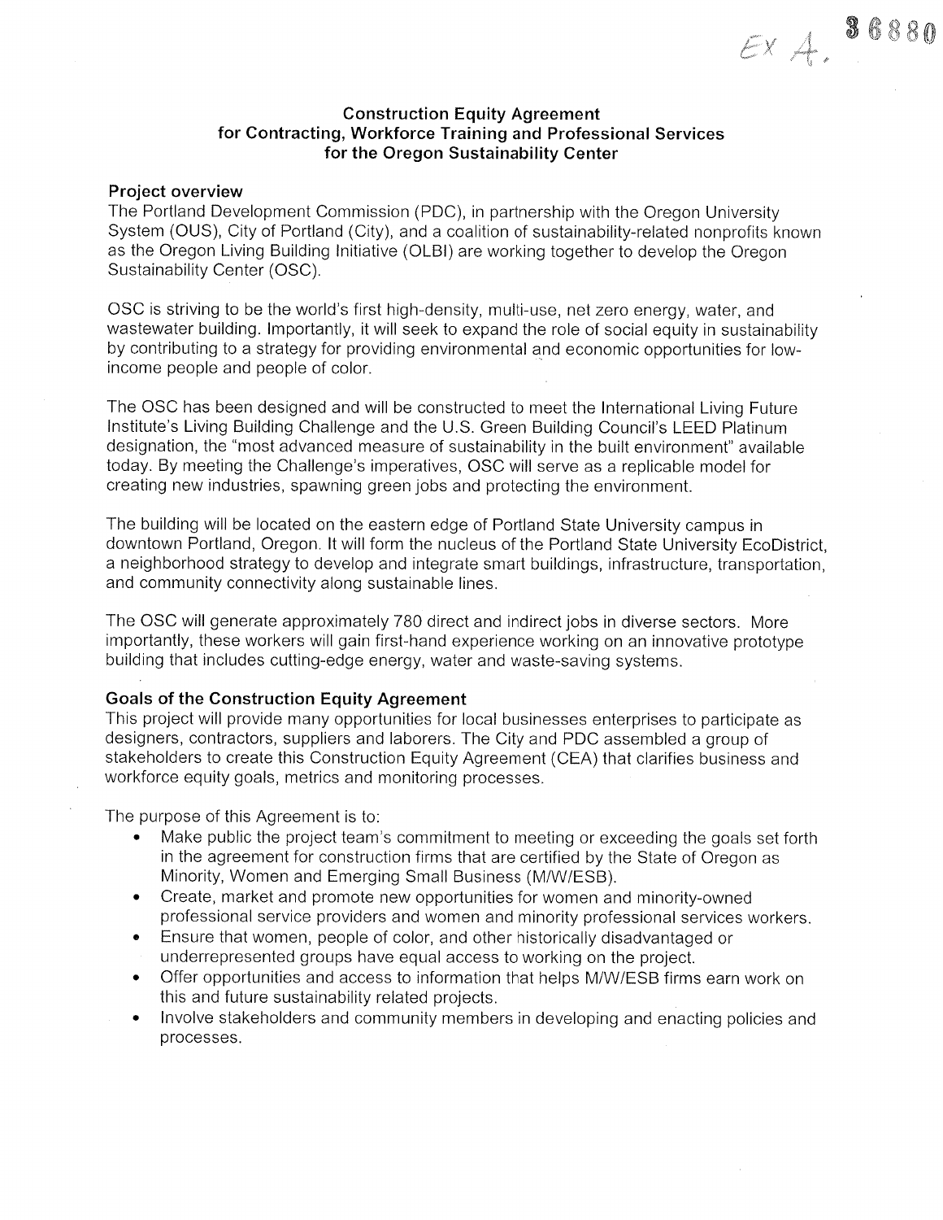EX A. 36880

# Construction Equity Agreement for Contracting, Workforce Training and Professional Services for the Oregon Sustainability Center

## Project overview

The Portland Development Commission (PDC), in partnership with the Oregon University System (OUS), City of Portland (City), and a coalition of sustainability-related nonprofits known as the Oregon Living Building Initiative (OLBI) are working together to develop the Oregon Sustainability Center (OSC).

OSC is striving to be the world's first high-density, multi-use, net zero energy, water, and wastewater building. Importantly, it will seek to expand the role of social equity in sustainability by contributing to a strategy for providing environmental and economic opportunities for low-income people and people of color.

The OSC has been designed and will be constructed to meet the International Living Future Institute's Living Building Challenge and the U.S. Green Building Council's LEED Platinum designation, the "most advanced measure of sustainability in the built environment" available today. By meeting the Challenge's imperatives, OSC will serve as a replicable model for creating new industries, spawning green jobs and protecting the environment.

The building will be located on the eastern edge of Portland State University campus in downtown Portland, Oregon. It will form the nucleus of the Portland State University EcoDistrict, a neighborhood strategy to develop and integrate smart buildings, infrastructure, transportation, and community connectivity along sustainable lines.

The OSC will generate approximately 780 direct and indirect jobs in diverse sectors. More importantly, these workers will gain first-hand experience working on an innovative prototype building that includes cutting-edge energy, water and waste-saving systems.

## Goals of the Construction Equity Agreement

This project will provide many opportunities for local businesses enterprises to participate as designers, contractors, suppliers and laborers. The City and PDC assembled a group of stakeholders to create this Construction Equity Agreement (CEA) that clarifies business and workforce equity goals, metrics and monitoring processes.

The purpose of this Agreement is to:

- Make public the project team's commitment to meeting or exceeding the goals set forth in the agreement for construction firms that are certified by the State of Oregon as Minority, Women and Emerging Small Business (M/W/ESB).
- Create, market and promote new opportunities for women and minority-owned professional service providers and women and minority professional services workers.
- Ensure that women, people of color, and other historically disadvantaged or underrepresented groups have equal access to working on the project.
- Offer opportunities and access to information that helps M/W/ESB firms earn work on this and future sustainability related projects.
- Involve stakeholders and community members in developing and enacting policies and processes.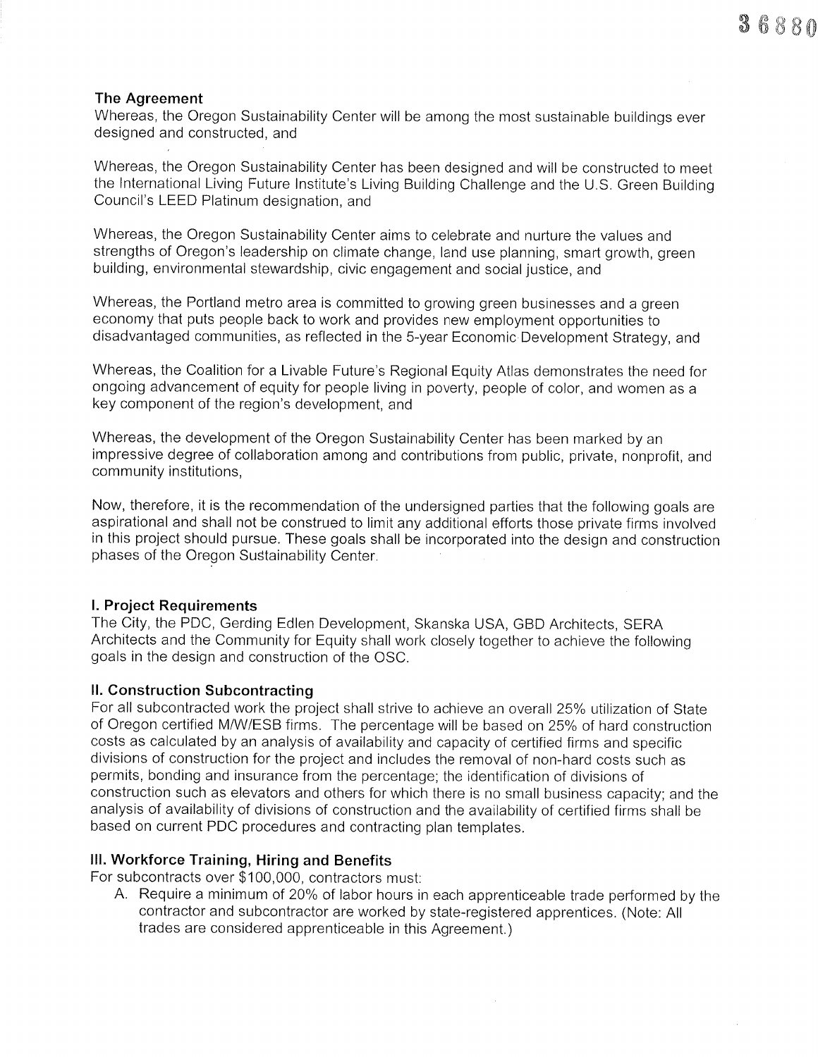## The Agreement

Whereas, the Oregon Sustainability Center will be among the most sustainable buildings ever designed and constructed, and

Whereas, the Oregon Sustainability Center has been designed and will be constructed to meet the International Living Future Institute's Living Building Challenge and the U.S. Green Building Council's LEED Platinum designation, and

Whereas, the Oregon Sustainability Center aims to celebrate and nurture the values and strengths of Oregon's leadership on climate change, land use planning, smart growth, green building, environmental stewardship, civic engagement and social justice, and

Whereas, the Portland metro area is committed to growing green businesses and a green economy that puts people back to work and provides new employment opportunities to disadvantaged communities, as reflected in the 5-year Economic Development Strategy, and

Whereas, the Coalition for a Livable Future's Regional Equity Atlas demonstrates the need for ongoing advancement of equity for people living in poverty, people of color, and women as a key component of the region's development, and

Whereas, the development of the Oregon Sustainability Center has been marked by an impressive degree of collaboration among and contributions from public, private, nonprofit, and community institutions,

Now, therefore, it is the recommendation of the undersigned parties that the following goals are aspirational and shall not be construed to limit any additional efforts those private firms involved in this project should pursue. These goals shall be incorporated into the design and construction phases of the Oregon Sustainability Center.

### I. Project Requirements

The City, the PDC, Gerding Edlen Development, Skanska USA, GBD Architects, SERA Architects and the Community for Equity shall work closely together to achieve the following goals in the design and construction of the OSC.

### II. Construction Subcontracting

For all subcontracted work the project shall strive to achieve an overall 25% utilization of State of Oregon certified M/W/ESB firms. The percentage will be based on 25% of hard construction costs as calculated by an analysis of availability and capacity of certified firms and specific divisions of construction for the project and includes the removal of non-hard costs such as permits, bonding and insurance from the percentage; the identification of divisions of construction such as elevators and others for which there is no small business capacity; and the analysis of availability of divisions of construction and the availability of certified firms shall be based on current PDC procedures and contracting plan templates.

### III. Workforce Training, Hiring and Benefits

For subcontracts over $100,000, contractors must:

A. Require a minimum of 20% of labor hours in each apprenticeable trade performed by the contractor and subcontractor are worked by state-registered apprentices. (Note: All trades are considered apprenticeable in this Agreement.)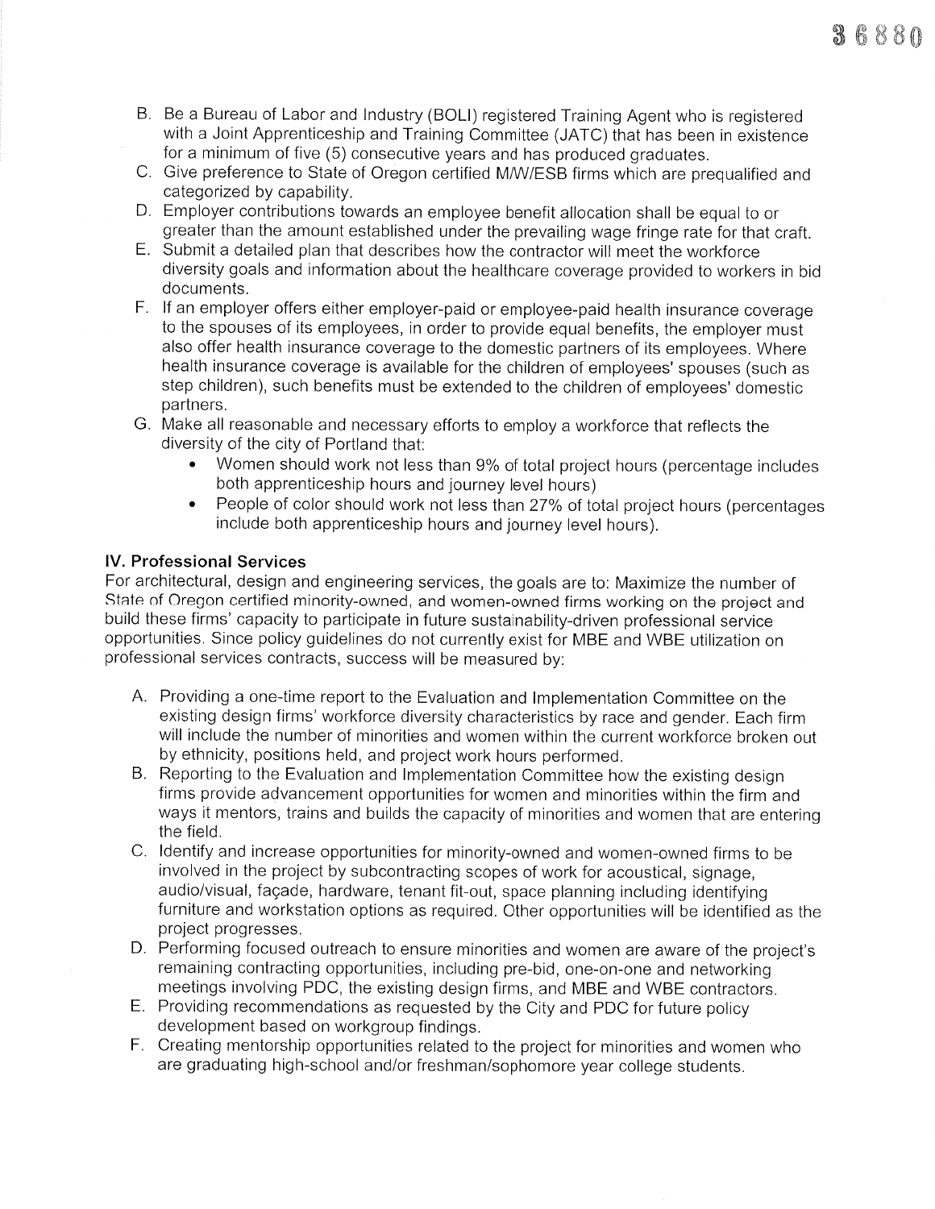B. Be a Bureau of Labor and Industry (BOLI) registered Training Agent who is registered with a Joint Apprenticeship and Training Committee (JATC) that has been in existence for a minimum of five (5) consecutive years and has produced graduates.
C. Give preference to State of Oregon certified M/W/ESB firms which are prequalified and categorized by capability.
D. Employer contributions towards an employee benefit allocation shall be equal to or greater than the amount established under the prevailing wage fringe rate for that craft.
E. Submit a detailed plan that describes how the contractor will meet the workforce diversity goals and information about the healthcare coverage provided to workers in bid documents.
F. If an employer offers either employer-paid or employee-paid health insurance coverage to the spouses of its employees, in order to provide equal benefits, the employer must also offer health insurance coverage to the domestic partners of its employees. Where health insurance coverage is available for the children of employees' spouses (such as step children), such benefits must be extended to the children of employees' domestic partners.
G. Make all reasonable and necessary efforts to employ a workforce that reflects the diversity of the city of Portland that:
   - Women should work not less than 9% of total project hours (percentage includes both apprenticeship hours and journey level hours)
   - People of color should work not less than 27% of total project hours (percentages include both apprenticeship hours and journey level hours).

### IV. Professional Services

For architectural, design and engineering services, the goals are to: Maximize the number of State of Oregon certified minority-owned, and women-owned firms working on the project and build these firms' capacity to participate in future sustainability-driven professional service opportunities. Since policy guidelines do not currently exist for MBE and WBE utilization on professional services contracts, success will be measured by:

A. Providing a one-time report to the Evaluation and Implementation Committee on the existing design firms' workforce diversity characteristics by race and gender. Each firm will include the number of minorities and women within the current workforce broken out by ethnicity, positions held, and project work hours performed.
B. Reporting to the Evaluation and Implementation Committee how the existing design firms provide advancement opportunities for women and minorities within the firm and ways it mentors, trains and builds the capacity of minorities and women that are entering the field.
C. Identify and increase opportunities for minority-owned and women-owned firms to be involved in the project by subcontracting scopes of work for acoustical, signage, audio/visual, façade, hardware, tenant fit-out, space planning including identifying furniture and workstation options as required. Other opportunities will be identified as the project progresses.
D. Performing focused outreach to ensure minorities and women are aware of the project's remaining contracting opportunities, including pre-bid, one-on-one and networking meetings involving PDC, the existing design firms, and MBE and WBE contractors.
E. Providing recommendations as requested by the City and PDC for future policy development based on workgroup findings.
F. Creating mentorship opportunities related to the project for minorities and women who are graduating high-school and/or freshman/sophomore year college students.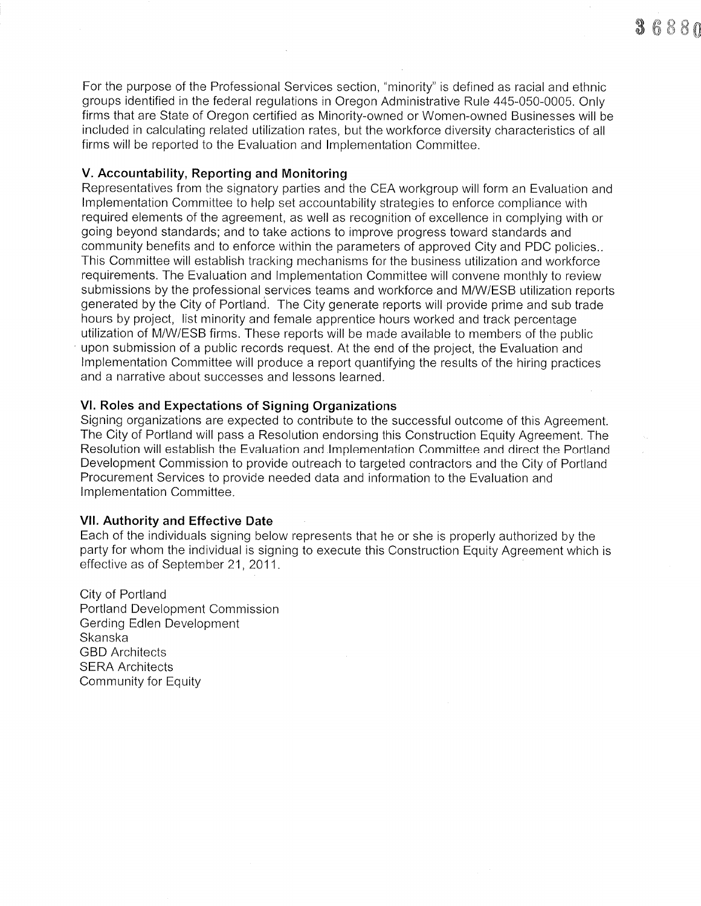For the purpose of the Professional Services section, "minority" is defined as racial and ethnic groups identified in the federal regulations in Oregon Administrative Rule 445-050-0005. Only firms that are State of Oregon certified as Minority-owned or Women-owned Businesses will be included in calculating related utilization rates, but the workforce diversity characteristics of all firms will be reported to the Evaluation and Implementation Committee.

### V. Accountability, Reporting and Monitoring

Representatives from the signatory parties and the CEA workgroup will form an Evaluation and Implementation Committee to help set accountability strategies to enforce compliance with required elements of the agreement, as well as recognition of excellence in complying with or going beyond standards; and to take actions to improve progress toward standards and community benefits and to enforce within the parameters of approved City and PDC policies.. This Committee will establish tracking mechanisms for the business utilization and workforce requirements. The Evaluation and Implementation Committee will convene monthly to review submissions by the professional services teams and workforce and M/W/ESB utilization reports generated by the City of Portland. The City generate reports will provide prime and sub trade hours by project, list minority and female apprentice hours worked and track percentage utilization of M/W/ESB firms. These reports will be made available to members of the public upon submission of a public records request. At the end of the project, the Evaluation and Implementation Committee will produce a report quantifying the results of the hiring practices and a narrative about successes and lessons learned.

### VI. Roles and Expectations of Signing Organizations

Signing organizations are expected to contribute to the successful outcome of this Agreement. The City of Portland will pass a Resolution endorsing this Construction Equity Agreement. The Resolution will establish the Evaluation and Implementation Committee and direct the Portland Development Commission to provide outreach to targeted contractors and the City of Portland Procurement Services to provide needed data and information to the Evaluation and Implementation Committee.

### VII. Authority and Effective Date

Each of the individuals signing below represents that he or she is properly authorized by the party for whom the individual is signing to execute this Construction Equity Agreement which is effective as of September 21, 2011.

City of Portland
Portland Development Commission
Gerding Edlen Development
Skanska
GBD Architects
SERA Architects
Community for Equity